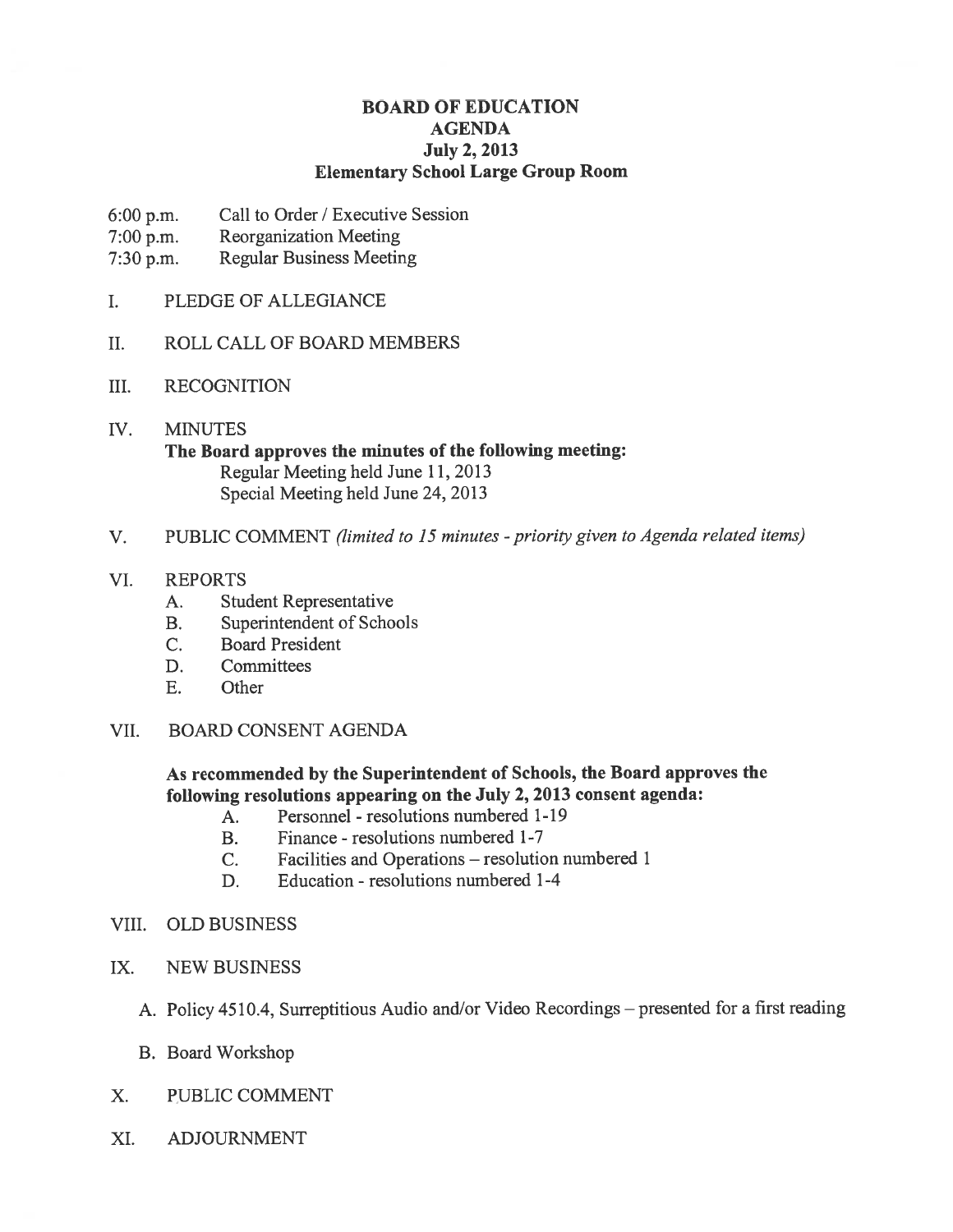# BOARD OF EDUCATION
## AGENDA
### July 2, 2013
### Elementary School Large Group Room

6:00 p.m. Call to Order / Executive Session
7:00 p.m. Reorganization Meeting
7:30 p.m. Regular Business Meeting

I. PLEDGE OF ALLEGIANCE

II. ROLL CALL OF BOARD MEMBERS

III. RECOGNITION

IV. MINUTES

**The Board approves the minutes of the following meeting:**
Regular Meeting held June 11, 2013
Special Meeting held June 24, 2013

V. PUBLIC COMMENT *(limited to 15 minutes - priority given to Agenda related items)*

VI. REPORTS
- A. Student Representative
- B. Superintendent of Schools
- C. Board President
- D. Committees
- E. Other

VII. BOARD CONSENT AGENDA

**As recommended by the Superintendent of Schools, the Board approves the following resolutions appearing on the July 2, 2013 consent agenda:**
- A. Personnel - resolutions numbered 1-19
- B. Finance - resolutions numbered 1-7
- C. Facilities and Operations – resolution numbered 1
- D. Education - resolutions numbered 1-4

VIII. OLD BUSINESS

IX. NEW BUSINESS
- A. Policy 4510.4, Surreptitious Audio and/or Video Recordings – presented for a first reading
- B. Board Workshop

X. PUBLIC COMMENT

XI. ADJOURNMENT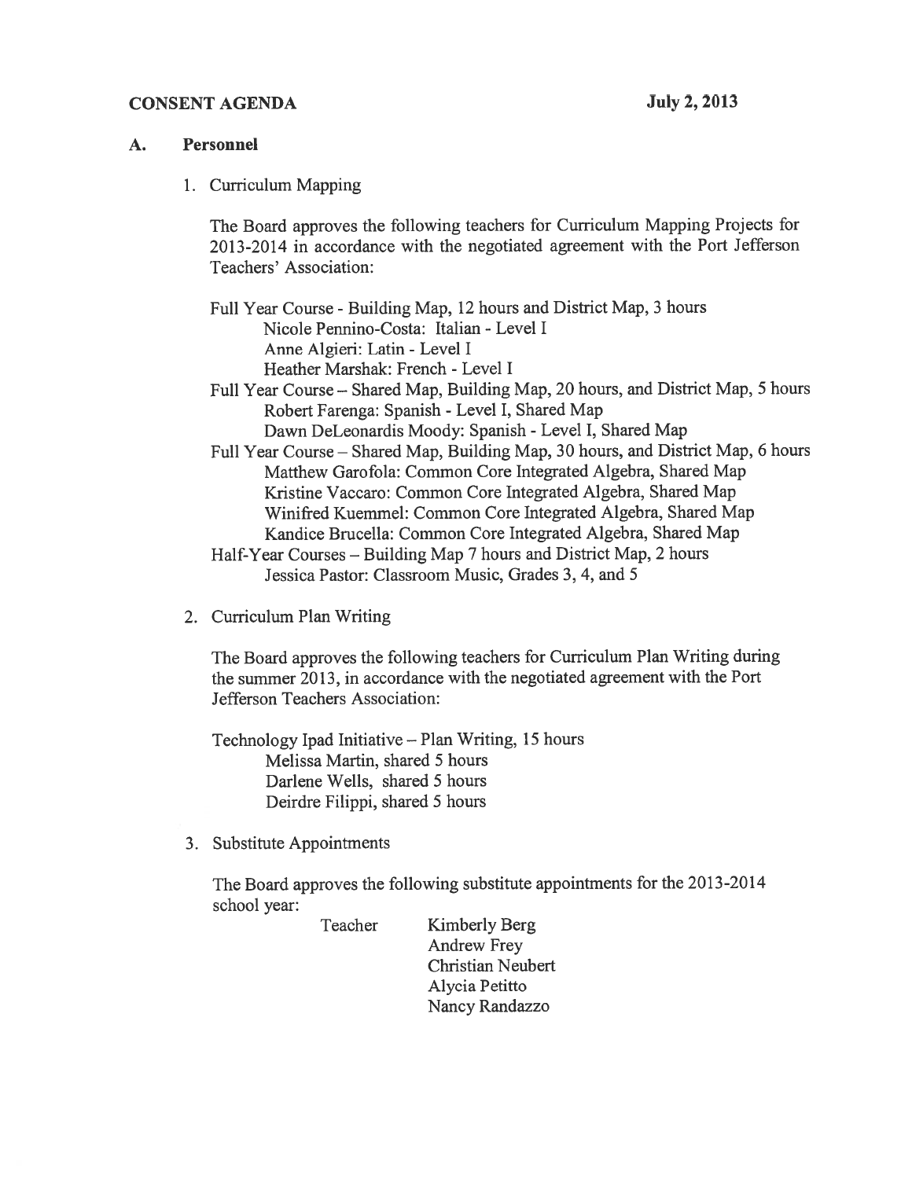**CONSENT AGENDA** **July 2, 2013**

## A. Personnel

1. Curriculum Mapping

   The Board approves the following teachers for Curriculum Mapping Projects for 2013-2014 in accordance with the negotiated agreement with the Port Jefferson Teachers' Association:

   Full Year Course - Building Map, 12 hours and District Map, 3 hours
   - Nicole Pennino-Costa: Italian - Level I
   - Anne Algieri: Latin - Level I
   - Heather Marshak: French - Level I

   Full Year Course – Shared Map, Building Map, 20 hours, and District Map, 5 hours
   - Robert Farenga: Spanish - Level I, Shared Map
   - Dawn DeLeonardis Moody: Spanish - Level I, Shared Map

   Full Year Course – Shared Map, Building Map, 30 hours, and District Map, 6 hours
   - Matthew Garofola: Common Core Integrated Algebra, Shared Map
   - Kristine Vaccaro: Common Core Integrated Algebra, Shared Map
   - Winifred Kuemmel: Common Core Integrated Algebra, Shared Map
   - Kandice Brucella: Common Core Integrated Algebra, Shared Map

   Half-Year Courses – Building Map 7 hours and District Map, 2 hours
   - Jessica Pastor: Classroom Music, Grades 3, 4, and 5

2. Curriculum Plan Writing

   The Board approves the following teachers for Curriculum Plan Writing during the summer 2013, in accordance with the negotiated agreement with the Port Jefferson Teachers Association:

   Technology Ipad Initiative – Plan Writing, 15 hours
   - Melissa Martin, shared 5 hours
   - Darlene Wells, shared 5 hours
   - Deirdre Filippi, shared 5 hours

3. Substitute Appointments

   The Board approves the following substitute appointments for the 2013-2014 school year:

   Teacher
   - Kimberly Berg
   - Andrew Frey
   - Christian Neubert
   - Alycia Petitto
   - Nancy Randazzo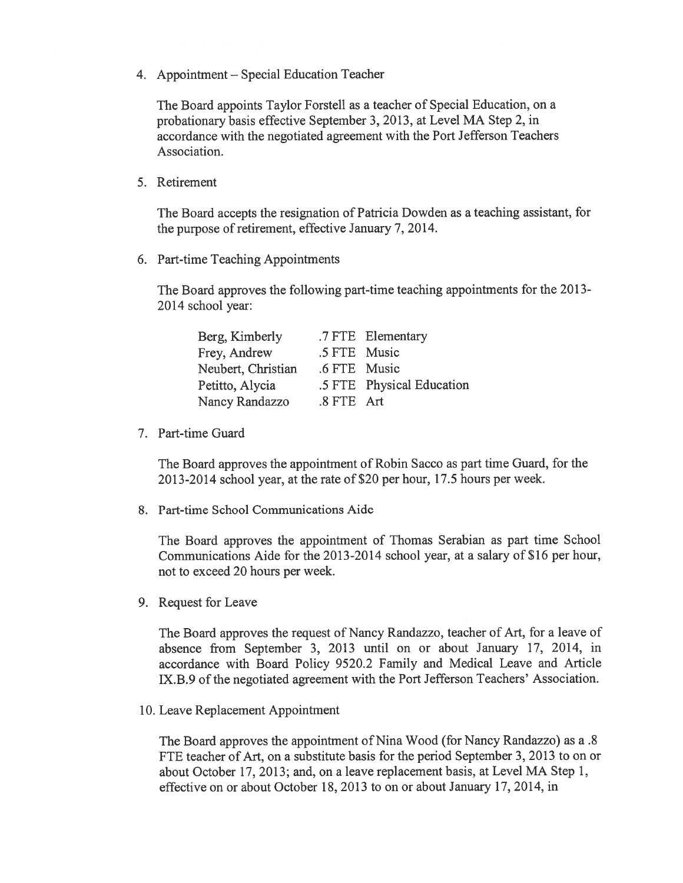4. Appointment – Special Education Teacher

   The Board appoints Taylor Forstell as a teacher of Special Education, on a probationary basis effective September 3, 2013, at Level MA Step 2, in accordance with the negotiated agreement with the Port Jefferson Teachers Association.

5. Retirement

   The Board accepts the resignation of Patricia Dowden as a teaching assistant, for the purpose of retirement, effective January 7, 2014.

6. Part-time Teaching Appointments

   The Board approves the following part-time teaching appointments for the 2013-2014 school year:

   | | | |
   |---|---|---|
   | Berg, Kimberly | .7 FTE | Elementary |
   | Frey, Andrew | .5 FTE | Music |
   | Neubert, Christian | .6 FTE | Music |
   | Petitto, Alycia | .5 FTE | Physical Education |
   | Nancy Randazzo | .8 FTE | Art |

7. Part-time Guard

   The Board approves the appointment of Robin Sacco as part time Guard, for the 2013-2014 school year, at the rate of $20 per hour, 17.5 hours per week.

8. Part-time School Communications Aide

   The Board approves the appointment of Thomas Serabian as part time School Communications Aide for the 2013-2014 school year, at a salary of $16 per hour, not to exceed 20 hours per week.

9. Request for Leave

   The Board approves the request of Nancy Randazzo, teacher of Art, for a leave of absence from September 3, 2013 until on or about January 17, 2014, in accordance with Board Policy 9520.2 Family and Medical Leave and Article IX.B.9 of the negotiated agreement with the Port Jefferson Teachers' Association.

10. Leave Replacement Appointment

    The Board approves the appointment of Nina Wood (for Nancy Randazzo) as a .8 FTE teacher of Art, on a substitute basis for the period September 3, 2013 to on or about October 17, 2013; and, on a leave replacement basis, at Level MA Step 1, effective on or about October 18, 2013 to on or about January 17, 2014, in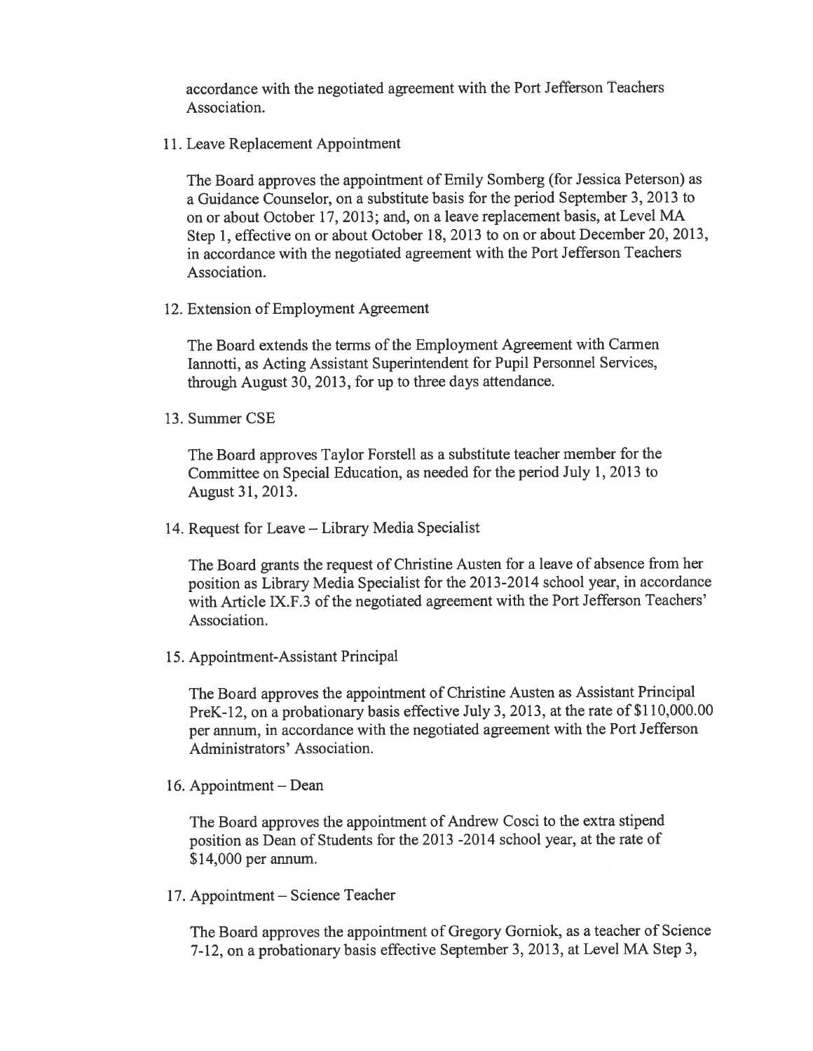accordance with the negotiated agreement with the Port Jefferson Teachers Association.

11. Leave Replacement Appointment

    The Board approves the appointment of Emily Somberg (for Jessica Peterson) as a Guidance Counselor, on a substitute basis for the period September 3, 2013 to on or about October 17, 2013; and, on a leave replacement basis, at Level MA Step 1, effective on or about October 18, 2013 to on or about December 20, 2013, in accordance with the negotiated agreement with the Port Jefferson Teachers Association.

12. Extension of Employment Agreement

    The Board extends the terms of the Employment Agreement with Carmen Iannotti, as Acting Assistant Superintendent for Pupil Personnel Services, through August 30, 2013, for up to three days attendance.

13. Summer CSE

    The Board approves Taylor Forstell as a substitute teacher member for the Committee on Special Education, as needed for the period July 1, 2013 to August 31, 2013.

14. Request for Leave – Library Media Specialist

    The Board grants the request of Christine Austen for a leave of absence from her position as Library Media Specialist for the 2013-2014 school year, in accordance with Article IX.F.3 of the negotiated agreement with the Port Jefferson Teachers' Association.

15. Appointment-Assistant Principal

    The Board approves the appointment of Christine Austen as Assistant Principal PreK-12, on a probationary basis effective July 3, 2013, at the rate of $110,000.00 per annum, in accordance with the negotiated agreement with the Port Jefferson Administrators' Association.

16. Appointment – Dean

    The Board approves the appointment of Andrew Cosci to the extra stipend position as Dean of Students for the 2013 -2014 school year, at the rate of $14,000 per annum.

17. Appointment – Science Teacher

    The Board approves the appointment of Gregory Gorniok, as a teacher of Science 7-12, on a probationary basis effective September 3, 2013, at Level MA Step 3,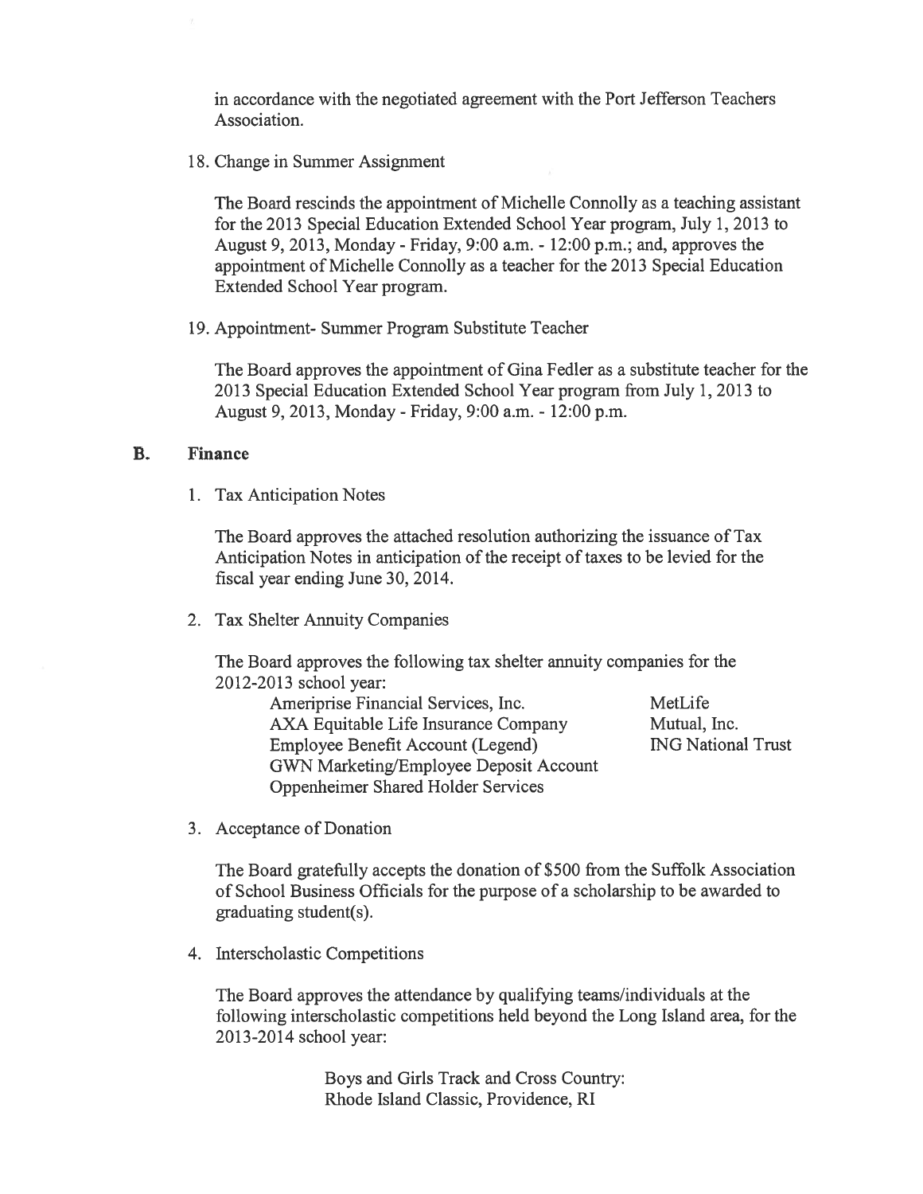in accordance with the negotiated agreement with the Port Jefferson Teachers Association.

18. Change in Summer Assignment

    The Board rescinds the appointment of Michelle Connolly as a teaching assistant for the 2013 Special Education Extended School Year program, July 1, 2013 to August 9, 2013, Monday - Friday, 9:00 a.m. - 12:00 p.m.; and, approves the appointment of Michelle Connolly as a teacher for the 2013 Special Education Extended School Year program.

19. Appointment- Summer Program Substitute Teacher

    The Board approves the appointment of Gina Fedler as a substitute teacher for the 2013 Special Education Extended School Year program from July 1, 2013 to August 9, 2013, Monday - Friday, 9:00 a.m. - 12:00 p.m.

## B. Finance

1. Tax Anticipation Notes

   The Board approves the attached resolution authorizing the issuance of Tax Anticipation Notes in anticipation of the receipt of taxes to be levied for the fiscal year ending June 30, 2014.

2. Tax Shelter Annuity Companies

   The Board approves the following tax shelter annuity companies for the 2012-2013 school year:

   - Ameriprise Financial Services, Inc.
   - AXA Equitable Life Insurance Company
   - Employee Benefit Account (Legend)
   - GWN Marketing/Employee Deposit Account
   - Oppenheimer Shared Holder Services
   - MetLife
   - Mutual, Inc.
   - ING National Trust

3. Acceptance of Donation

   The Board gratefully accepts the donation of $500 from the Suffolk Association of School Business Officials for the purpose of a scholarship to be awarded to graduating student(s).

4. Interscholastic Competitions

   The Board approves the attendance by qualifying teams/individuals at the following interscholastic competitions held beyond the Long Island area, for the 2013-2014 school year:

   Boys and Girls Track and Cross Country:
   Rhode Island Classic, Providence, RI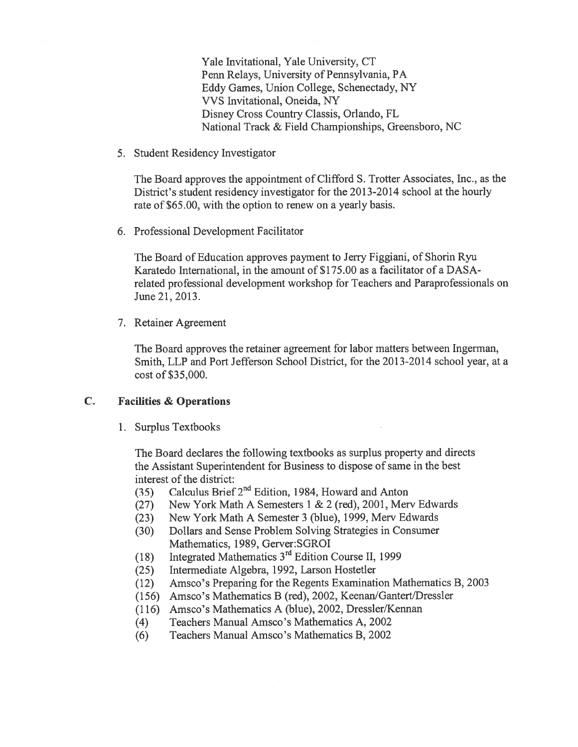Yale Invitational, Yale University, CT
Penn Relays, University of Pennsylvania, PA
Eddy Games, Union College, Schenectady, NY
VVS Invitational, Oneida, NY
Disney Cross Country Classis, Orlando, FL
National Track & Field Championships, Greensboro, NC

5. Student Residency Investigator

   The Board approves the appointment of Clifford S. Trotter Associates, Inc., as the District's student residency investigator for the 2013-2014 school at the hourly rate of $65.00, with the option to renew on a yearly basis.

6. Professional Development Facilitator

   The Board of Education approves payment to Jerry Figgiani, of Shorin Ryu Karatedo International, in the amount of $175.00 as a facilitator of a DASA-related professional development workshop for Teachers and Paraprofessionals on June 21, 2013.

7. Retainer Agreement

   The Board approves the retainer agreement for labor matters between Ingerman, Smith, LLP and Port Jefferson School District, for the 2013-2014 school year, at a cost of $35,000.

## C. Facilities & Operations

1. Surplus Textbooks

   The Board declares the following textbooks as surplus property and directs the Assistant Superintendent for Business to dispose of same in the best interest of the district:

   (35) Calculus Brief 2nd Edition, 1984, Howard and Anton
   (27) New York Math A Semesters 1 & 2 (red), 2001, Merv Edwards
   (23) New York Math A Semester 3 (blue), 1999, Merv Edwards
   (30) Dollars and Sense Problem Solving Strategies in Consumer Mathematics, 1989, Gerver:SGROI
   (18) Integrated Mathematics 3rd Edition Course II, 1999
   (25) Intermediate Algebra, 1992, Larson Hostetler
   (12) Amsco's Preparing for the Regents Examination Mathematics B, 2003
   (156) Amsco's Mathematics B (red), 2002, Keenan/Gantert/Dressler
   (116) Amsco's Mathematics A (blue), 2002, Dressler/Kennan
   (4) Teachers Manual Amsco's Mathematics A, 2002
   (6) Teachers Manual Amsco's Mathematics B, 2002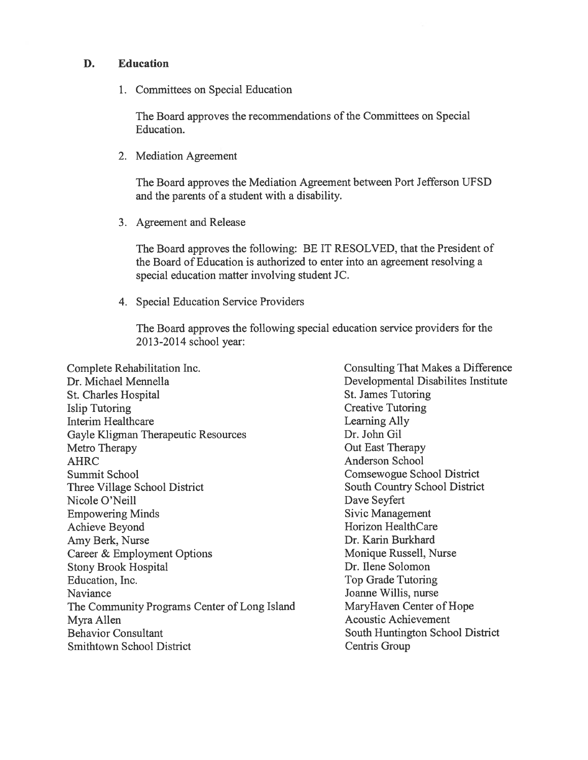### D. Education

1. Committees on Special Education

   The Board approves the recommendations of the Committees on Special Education.

2. Mediation Agreement

   The Board approves the Mediation Agreement between Port Jefferson UFSD and the parents of a student with a disability.

3. Agreement and Release

   The Board approves the following: BE IT RESOLVED, that the President of the Board of Education is authorized to enter into an agreement resolving a special education matter involving student JC.

4. Special Education Service Providers

   The Board approves the following special education service providers for the 2013-2014 school year:

Complete Rehabilitation Inc.
Dr. Michael Mennella
St. Charles Hospital
Islip Tutoring
Interim Healthcare
Gayle Kligman Therapeutic Resources
Metro Therapy
AHRC
Summit School
Three Village School District
Nicole O'Neill
Empowering Minds
Achieve Beyond
Amy Berk, Nurse
Career & Employment Options
Stony Brook Hospital
Education, Inc.
Naviance
The Community Programs Center of Long Island
Myra Allen
Behavior Consultant
Smithtown School District
Consulting That Makes a Difference
Developmental Disabilites Institute
St. James Tutoring
Creative Tutoring
Learning Ally
Dr. John Gil
Out East Therapy
Anderson School
Comsewogue School District
South Country School District
Dave Seyfert
Sivic Management
Horizon HealthCare
Dr. Karin Burkhard
Monique Russell, Nurse
Dr. Ilene Solomon
Top Grade Tutoring
Joanne Willis, nurse
MaryHaven Center of Hope
Acoustic Achievement
South Huntington School District
Centris Group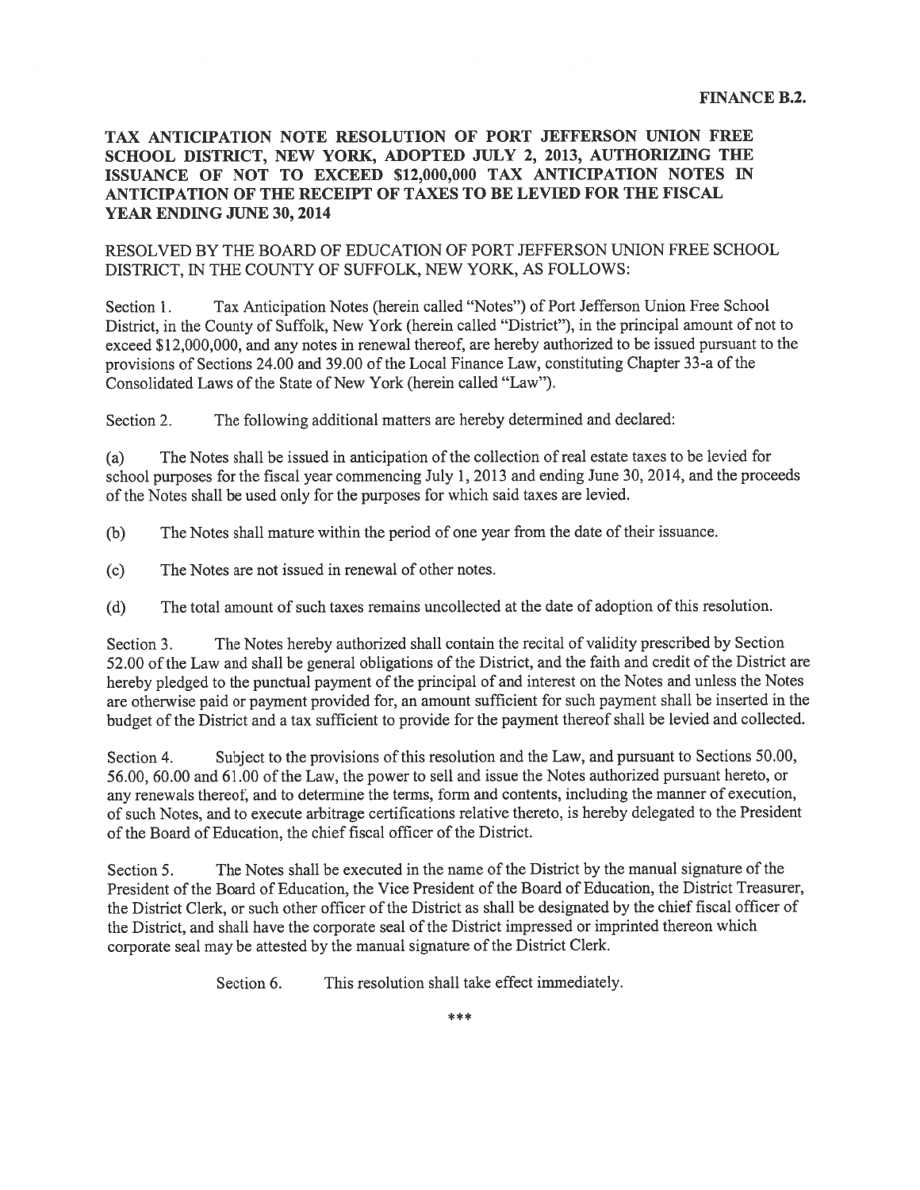**FINANCE B.2.**

# TAX ANTICIPATION NOTE RESOLUTION OF PORT JEFFERSON UNION FREE SCHOOL DISTRICT, NEW YORK, ADOPTED JULY 2, 2013, AUTHORIZING THE ISSUANCE OF NOT TO EXCEED $12,000,000 TAX ANTICIPATION NOTES IN ANTICIPATION OF THE RECEIPT OF TAXES TO BE LEVIED FOR THE FISCAL YEAR ENDING JUNE 30, 2014

RESOLVED BY THE BOARD OF EDUCATION OF PORT JEFFERSON UNION FREE SCHOOL DISTRICT, IN THE COUNTY OF SUFFOLK, NEW YORK, AS FOLLOWS:

Section 1. Tax Anticipation Notes (herein called "Notes") of Port Jefferson Union Free School District, in the County of Suffolk, New York (herein called "District"), in the principal amount of not to exceed $12,000,000, and any notes in renewal thereof, are hereby authorized to be issued pursuant to the provisions of Sections 24.00 and 39.00 of the Local Finance Law, constituting Chapter 33-a of the Consolidated Laws of the State of New York (herein called "Law").

Section 2. The following additional matters are hereby determined and declared:

(a) The Notes shall be issued in anticipation of the collection of real estate taxes to be levied for school purposes for the fiscal year commencing July 1, 2013 and ending June 30, 2014, and the proceeds of the Notes shall be used only for the purposes for which said taxes are levied.

(b) The Notes shall mature within the period of one year from the date of their issuance.

(c) The Notes are not issued in renewal of other notes.

(d) The total amount of such taxes remains uncollected at the date of adoption of this resolution.

Section 3. The Notes hereby authorized shall contain the recital of validity prescribed by Section 52.00 of the Law and shall be general obligations of the District, and the faith and credit of the District are hereby pledged to the punctual payment of the principal of and interest on the Notes and unless the Notes are otherwise paid or payment provided for, an amount sufficient for such payment shall be inserted in the budget of the District and a tax sufficient to provide for the payment thereof shall be levied and collected.

Section 4. Subject to the provisions of this resolution and the Law, and pursuant to Sections 50.00, 56.00, 60.00 and 61.00 of the Law, the power to sell and issue the Notes authorized pursuant hereto, or any renewals thereof, and to determine the terms, form and contents, including the manner of execution, of such Notes, and to execute arbitrage certifications relative thereto, is hereby delegated to the President of the Board of Education, the chief fiscal officer of the District.

Section 5. The Notes shall be executed in the name of the District by the manual signature of the President of the Board of Education, the Vice President of the Board of Education, the District Treasurer, the District Clerk, or such other officer of the District as shall be designated by the chief fiscal officer of the District, and shall have the corporate seal of the District impressed or imprinted thereon which corporate seal may be attested by the manual signature of the District Clerk.

Section 6. This resolution shall take effect immediately.

\*\*\*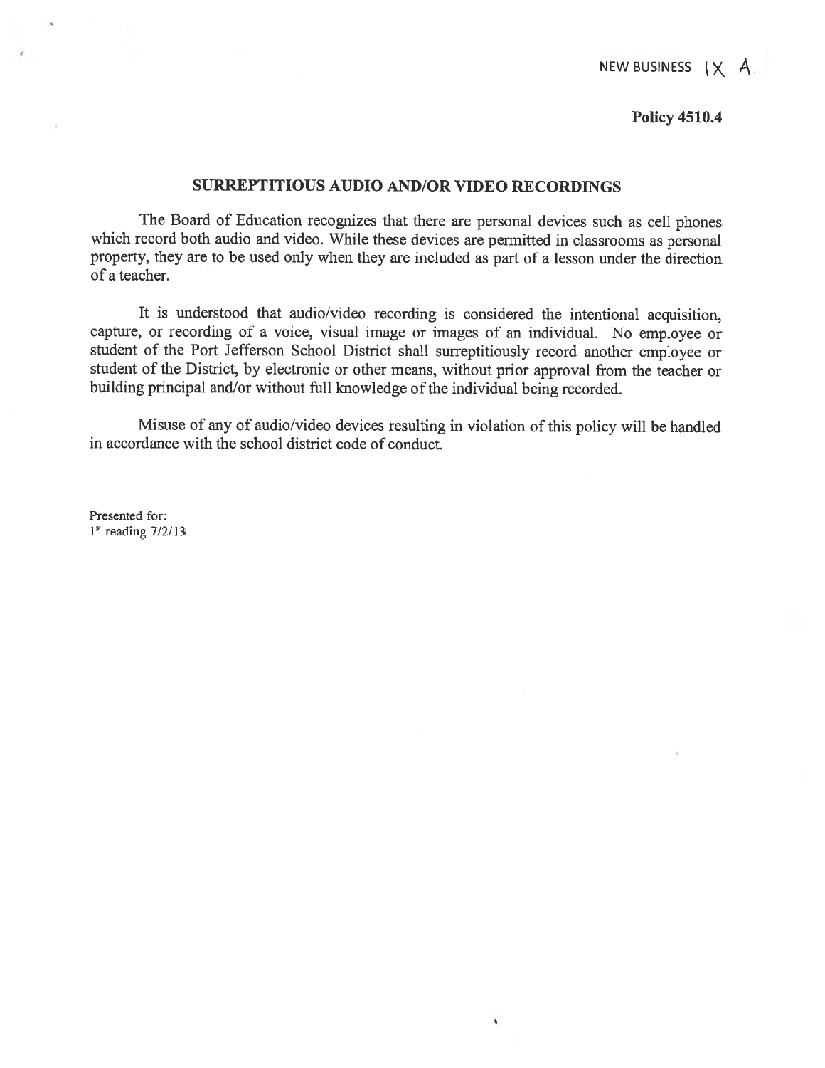NEW BUSINESS IX A.

**Policy 4510.4**

## SURREPTITIOUS AUDIO AND/OR VIDEO RECORDINGS

The Board of Education recognizes that there are personal devices such as cell phones which record both audio and video. While these devices are permitted in classrooms as personal property, they are to be used only when they are included as part of a lesson under the direction of a teacher.

It is understood that audio/video recording is considered the intentional acquisition, capture, or recording of a voice, visual image or images of an individual. No employee or student of the Port Jefferson School District shall surreptitiously record another employee or student of the District, by electronic or other means, without prior approval from the teacher or building principal and/or without full knowledge of the individual being recorded.

Misuse of any of audio/video devices resulting in violation of this policy will be handled in accordance with the school district code of conduct.

Presented for:
1st reading 7/2/13